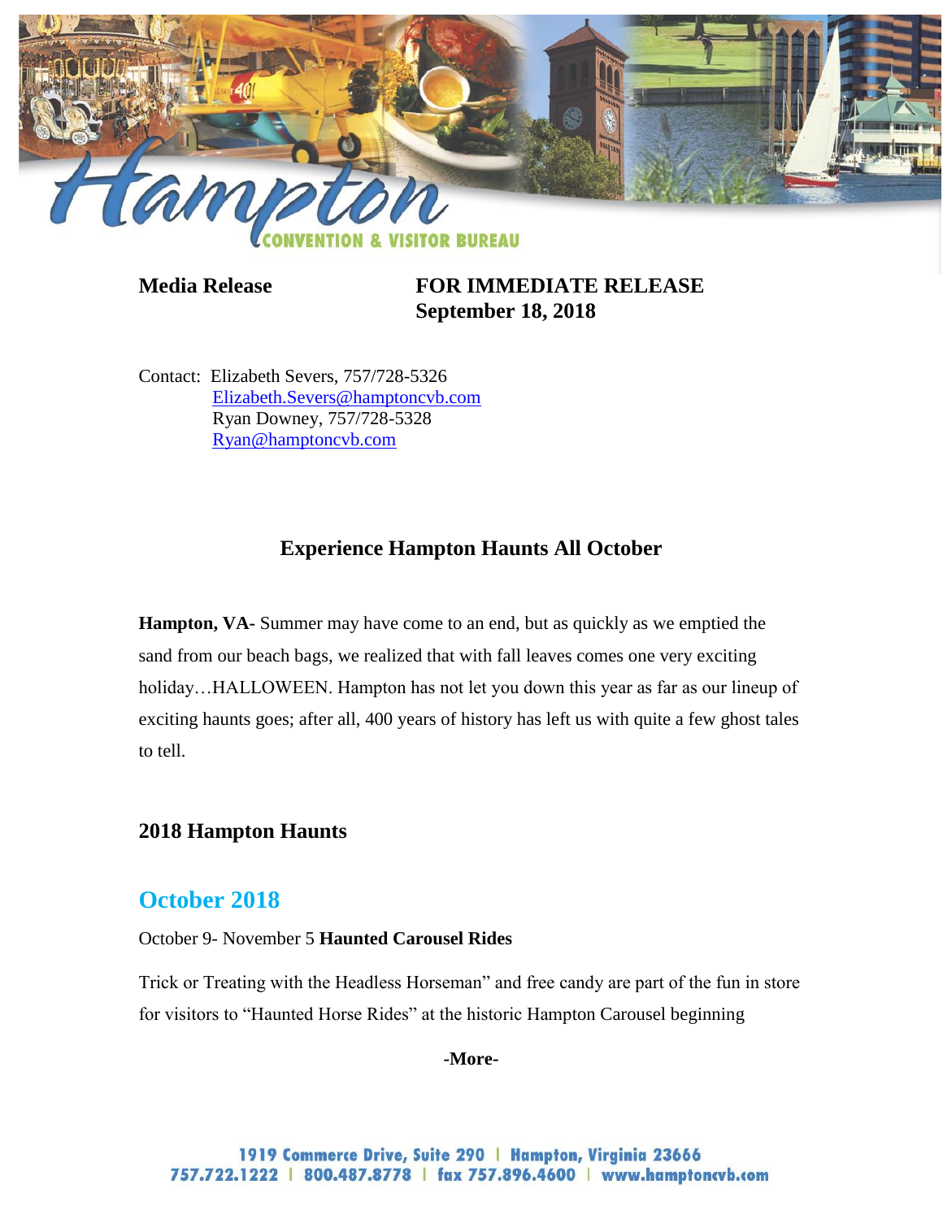**Media Release** **FOR IMMEDIATE RELEASE**
**September 18, 2018**

Contact: Elizabeth Severs, 757/728-5326
Elizabeth.Severs@hamptoncvb.com
Ryan Downey, 757/728-5328
Ryan@hamptoncvb.com

## Experience Hampton Haunts All October

**Hampton, VA-** Summer may have come to an end, but as quickly as we emptied the sand from our beach bags, we realized that with fall leaves comes one very exciting holiday…HALLOWEEN. Hampton has not let you down this year as far as our lineup of exciting haunts goes; after all, 400 years of history has left us with quite a few ghost tales to tell.

### 2018 Hampton Haunts

## October 2018

October 9- November 5 **Haunted Carousel Rides**

Trick or Treating with the Headless Horseman" and free candy are part of the fun in store for visitors to "Haunted Horse Rides" at the historic Hampton Carousel beginning

**-More-**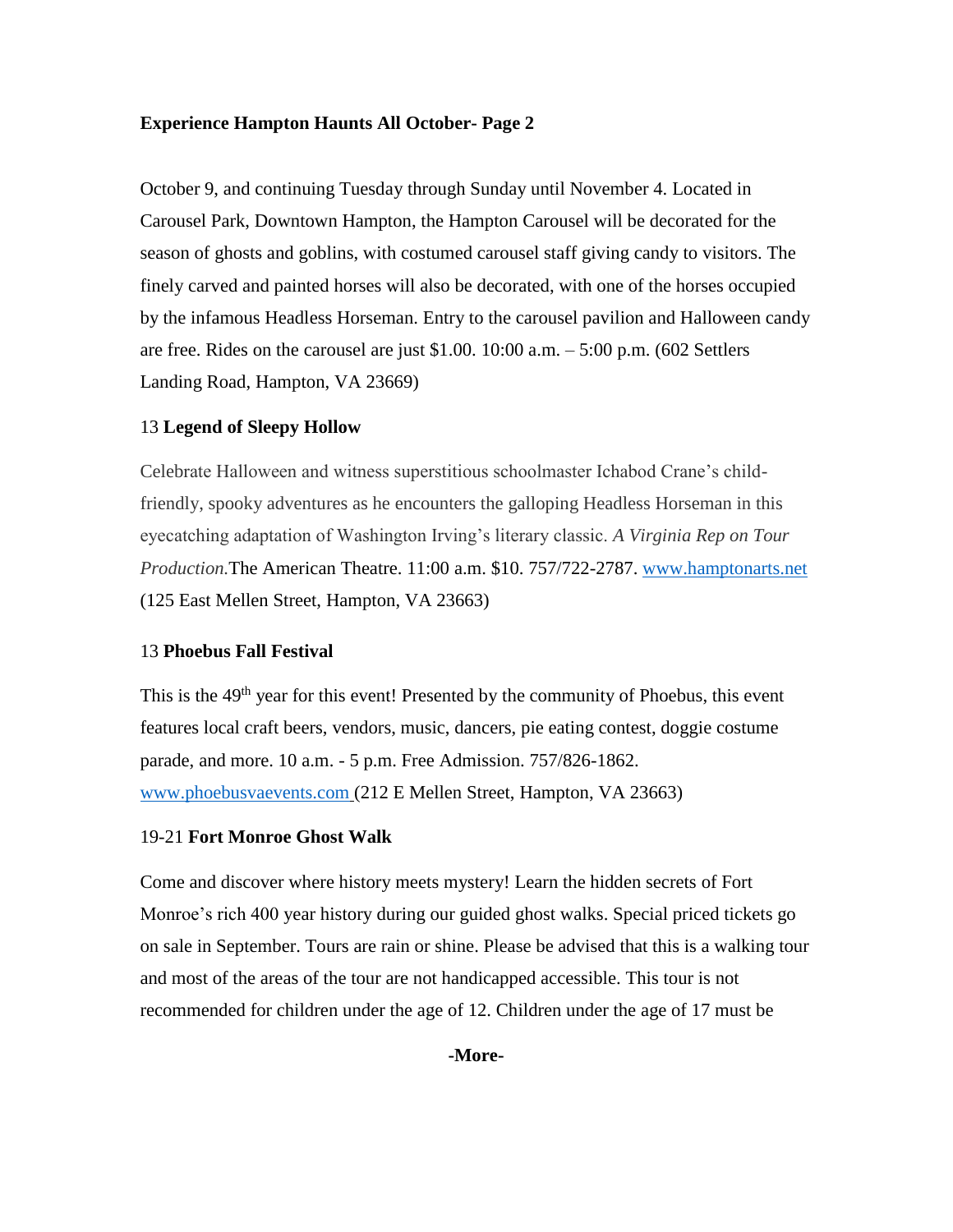October 9, and continuing Tuesday through Sunday until November 4. Located in Carousel Park, Downtown Hampton, the Hampton Carousel will be decorated for the season of ghosts and goblins, with costumed carousel staff giving candy to visitors. The finely carved and painted horses will also be decorated, with one of the horses occupied by the infamous Headless Horseman. Entry to the carousel pavilion and Halloween candy are free. Rides on the carousel are just $1.00. 10:00 a.m. – 5:00 p.m. (602 Settlers Landing Road, Hampton, VA 23669)

13 **Legend of Sleepy Hollow**

Celebrate Halloween and witness superstitious schoolmaster Ichabod Crane's child-friendly, spooky adventures as he encounters the galloping Headless Horseman in this eyecatching adaptation of Washington Irving's literary classic. *A Virginia Rep on Tour Production.* The American Theatre. 11:00 a.m. $10. 757/722-2787. www.hamptonarts.net (125 East Mellen Street, Hampton, VA 23663)

13 **Phoebus Fall Festival**

This is the 49th year for this event! Presented by the community of Phoebus, this event features local craft beers, vendors, music, dancers, pie eating contest, doggie costume parade, and more. 10 a.m. - 5 p.m. Free Admission. 757/826-1862. www.phoebusvaevents.com (212 E Mellen Street, Hampton, VA 23663)

19-21 **Fort Monroe Ghost Walk**

Come and discover where history meets mystery! Learn the hidden secrets of Fort Monroe's rich 400 year history during our guided ghost walks. Special priced tickets go on sale in September. Tours are rain or shine. Please be advised that this is a walking tour and most of the areas of the tour are not handicapped accessible. This tour is not recommended for children under the age of 12. Children under the age of 17 must be

**-More-**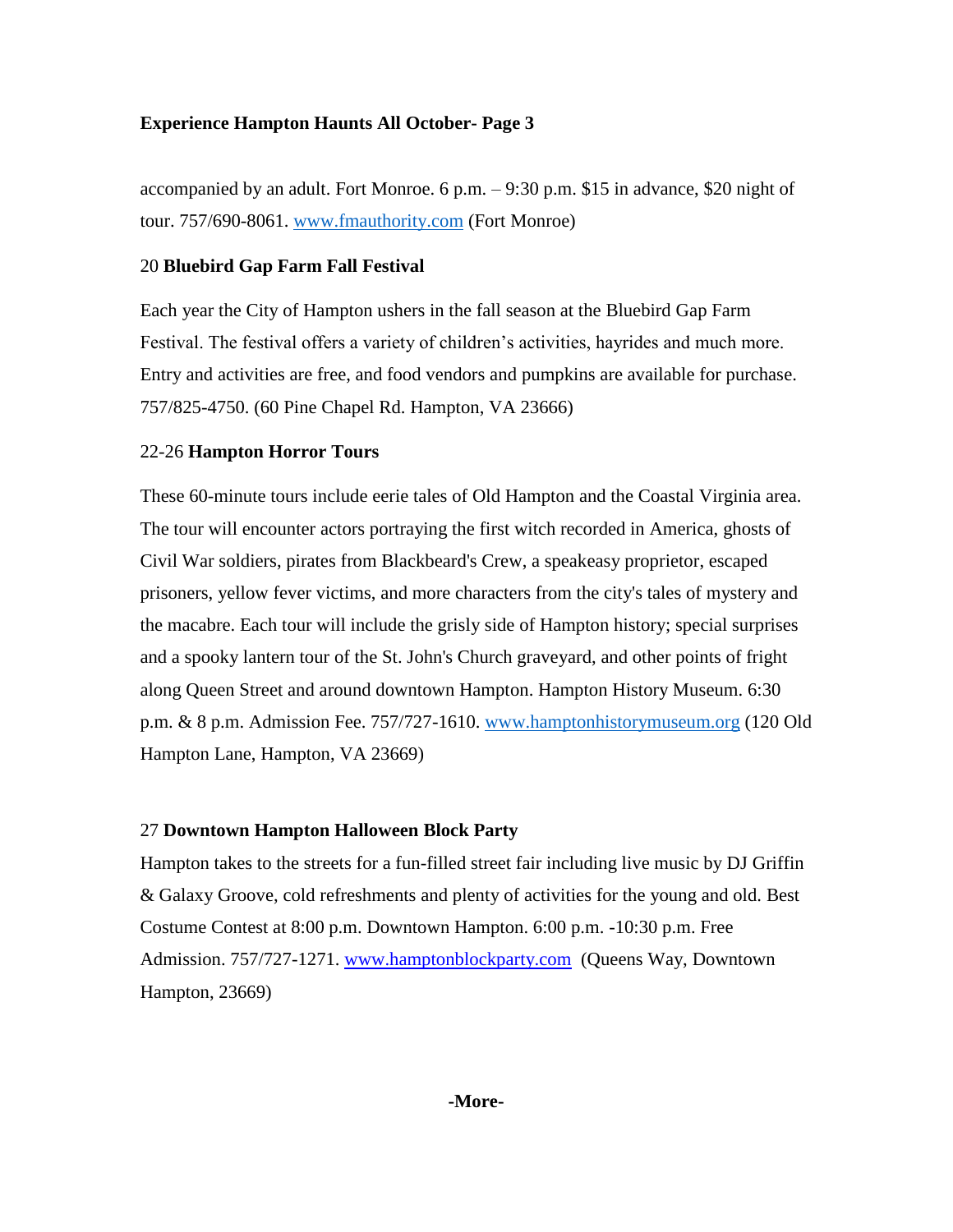accompanied by an adult. Fort Monroe. 6 p.m. – 9:30 p.m. $15 in advance, $20 night of tour. 757/690-8061. [www.fmauthority.com](http://www.fmauthority.com) (Fort Monroe)

20 **Bluebird Gap Farm Fall Festival**

Each year the City of Hampton ushers in the fall season at the Bluebird Gap Farm Festival. The festival offers a variety of children's activities, hayrides and much more. Entry and activities are free, and food vendors and pumpkins are available for purchase. 757/825-4750. (60 Pine Chapel Rd. Hampton, VA 23666)

22-26 **Hampton Horror Tours**

These 60-minute tours include eerie tales of Old Hampton and the Coastal Virginia area. The tour will encounter actors portraying the first witch recorded in America, ghosts of Civil War soldiers, pirates from Blackbeard's Crew, a speakeasy proprietor, escaped prisoners, yellow fever victims, and more characters from the city's tales of mystery and the macabre. Each tour will include the grisly side of Hampton history; special surprises and a spooky lantern tour of the St. John's Church graveyard, and other points of fright along Queen Street and around downtown Hampton. Hampton History Museum. 6:30 p.m. & 8 p.m. Admission Fee. 757/727-1610. [www.hamptonhistorymuseum.org](http://www.hamptonhistorymuseum.org) (120 Old Hampton Lane, Hampton, VA 23669)

27 **Downtown Hampton Halloween Block Party**

Hampton takes to the streets for a fun-filled street fair including live music by DJ Griffin & Galaxy Groove, cold refreshments and plenty of activities for the young and old. Best Costume Contest at 8:00 p.m. Downtown Hampton. 6:00 p.m. -10:30 p.m. Free Admission. 757/727-1271. [www.hamptonblockparty.com](http://www.hamptonblockparty.com) (Queens Way, Downtown Hampton, 23669)

**-More-**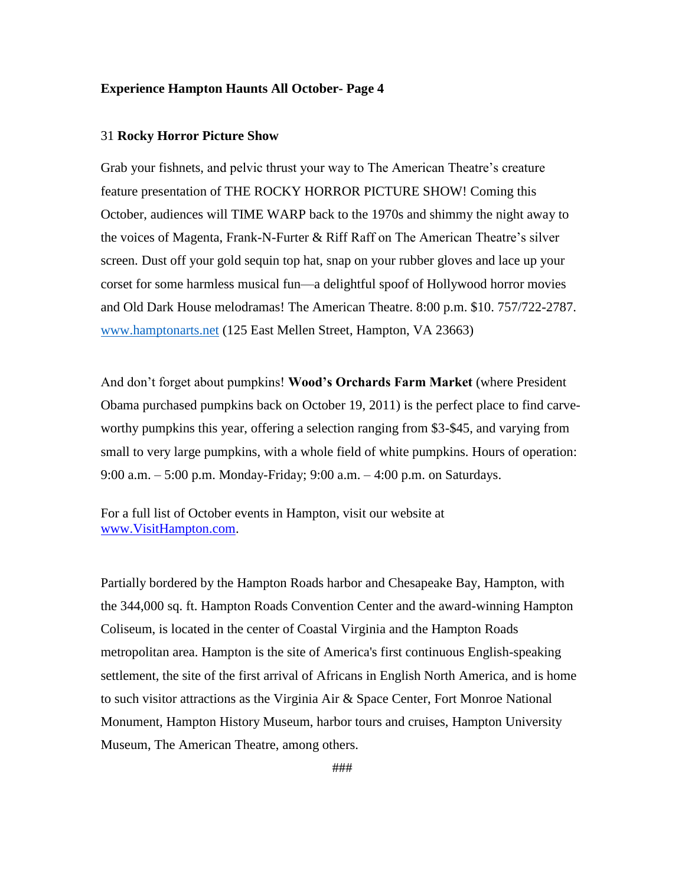**Experience Hampton Haunts All October- Page 4**

31 **Rocky Horror Picture Show**

Grab your fishnets, and pelvic thrust your way to The American Theatre's creature feature presentation of THE ROCKY HORROR PICTURE SHOW! Coming this October, audiences will TIME WARP back to the 1970s and shimmy the night away to the voices of Magenta, Frank-N-Furter & Riff Raff on The American Theatre's silver screen. Dust off your gold sequin top hat, snap on your rubber gloves and lace up your corset for some harmless musical fun—a delightful spoof of Hollywood horror movies and Old Dark House melodramas! The American Theatre. 8:00 p.m. $10. 757/722-2787. www.hamptonarts.net (125 East Mellen Street, Hampton, VA 23663)

And don't forget about pumpkins! **Wood's Orchards Farm Market** (where President Obama purchased pumpkins back on October 19, 2011) is the perfect place to find carve-worthy pumpkins this year, offering a selection ranging from $3-$45, and varying from small to very large pumpkins, with a whole field of white pumpkins. Hours of operation: 9:00 a.m. – 5:00 p.m. Monday-Friday; 9:00 a.m. – 4:00 p.m. on Saturdays.

For a full list of October events in Hampton, visit our website at www.VisitHampton.com.

Partially bordered by the Hampton Roads harbor and Chesapeake Bay, Hampton, with the 344,000 sq. ft. Hampton Roads Convention Center and the award-winning Hampton Coliseum, is located in the center of Coastal Virginia and the Hampton Roads metropolitan area. Hampton is the site of America's first continuous English-speaking settlement, the site of the first arrival of Africans in English North America, and is home to such visitor attractions as the Virginia Air & Space Center, Fort Monroe National Monument, Hampton History Museum, harbor tours and cruises, Hampton University Museum, The American Theatre, among others.

###